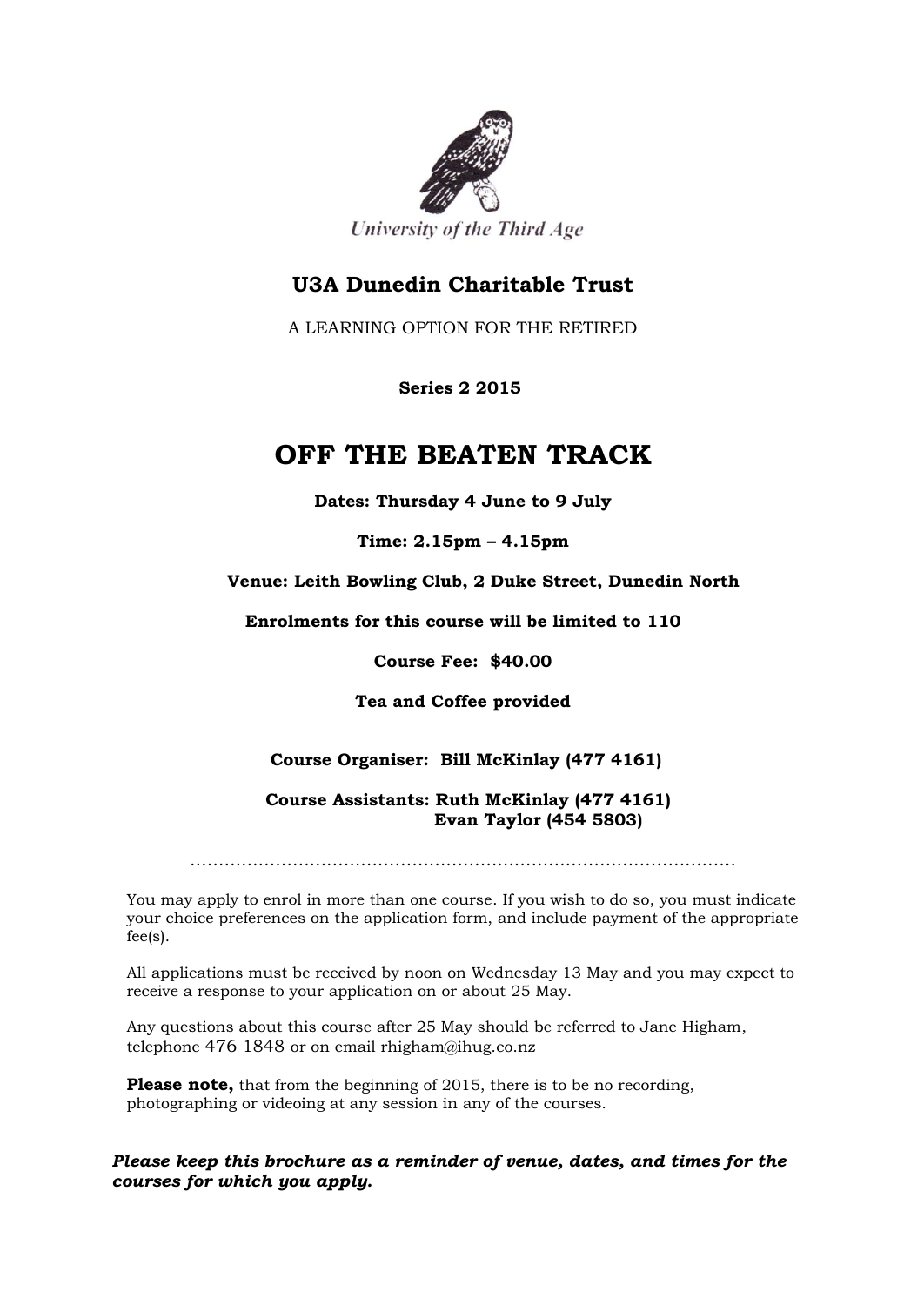University of the Third Age

## U3A Dunedin Charitable Trust

A LEARNING OPTION FOR THE RETIRED

**Series 2 2015**

# OFF THE BEATEN TRACK

**Dates: Thursday 4 June to 9 July**

**Time: 2.15pm – 4.15pm**

**Venue: Leith Bowling Club, 2 Duke Street, Dunedin North**

**Enrolments for this course will be limited to 110**

**Course Fee: $40.00**

**Tea and Coffee provided**

**Course Organiser: Bill McKinlay (477 4161)**

**Course Assistants: Ruth McKinlay (477 4161)**
**Evan Taylor (454 5803)**

........................................................................................................

You may apply to enrol in more than one course. If you wish to do so, you must indicate your choice preferences on the application form, and include payment of the appropriate fee(s).

All applications must be received by noon on Wednesday 13 May and you may expect to receive a response to your application on or about 25 May.

Any questions about this course after 25 May should be referred to Jane Higham, telephone 476 1848 or on email rhigham@ihug.co.nz

**Please note,** that from the beginning of 2015, there is to be no recording, photographing or videoing at any session in any of the courses.

***Please keep this brochure as a reminder of venue, dates, and times for the courses for which you apply.***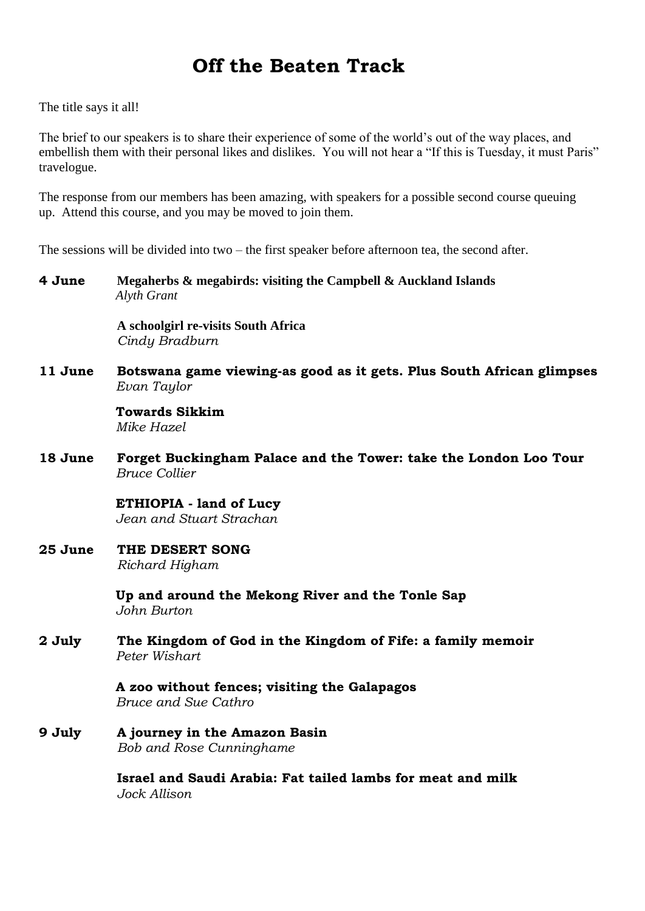# Off the Beaten Track

The title says it all!

The brief to our speakers is to share their experience of some of the world's out of the way places, and embellish them with their personal likes and dislikes. You will not hear a "If this is Tuesday, it must Paris" travelogue.

The response from our members has been amazing, with speakers for a possible second course queuing up. Attend this course, and you may be moved to join them.

The sessions will be divided into two – the first speaker before afternoon tea, the second after.

**4 June** **Megaherbs & megabirds: visiting the Campbell & Auckland Islands**
*Alyth Grant*

**A schoolgirl re-visits South Africa**
*Cindy Bradburn*

**11 June** **Botswana game viewing-as good as it gets. Plus South African glimpses**
*Evan Taylor*

**Towards Sikkim**
*Mike Hazel*

**18 June** **Forget Buckingham Palace and the Tower: take the London Loo Tour**
*Bruce Collier*

**ETHIOPIA - land of Lucy**
*Jean and Stuart Strachan*

**25 June** **THE DESERT SONG**
*Richard Higham*

**Up and around the Mekong River and the Tonle Sap**
*John Burton*

**2 July** **The Kingdom of God in the Kingdom of Fife: a family memoir**
*Peter Wishart*

**A zoo without fences; visiting the Galapagos**
*Bruce and Sue Cathro*

**9 July** **A journey in the Amazon Basin**
*Bob and Rose Cunninghame*

**Israel and Saudi Arabia: Fat tailed lambs for meat and milk**
*Jock Allison*